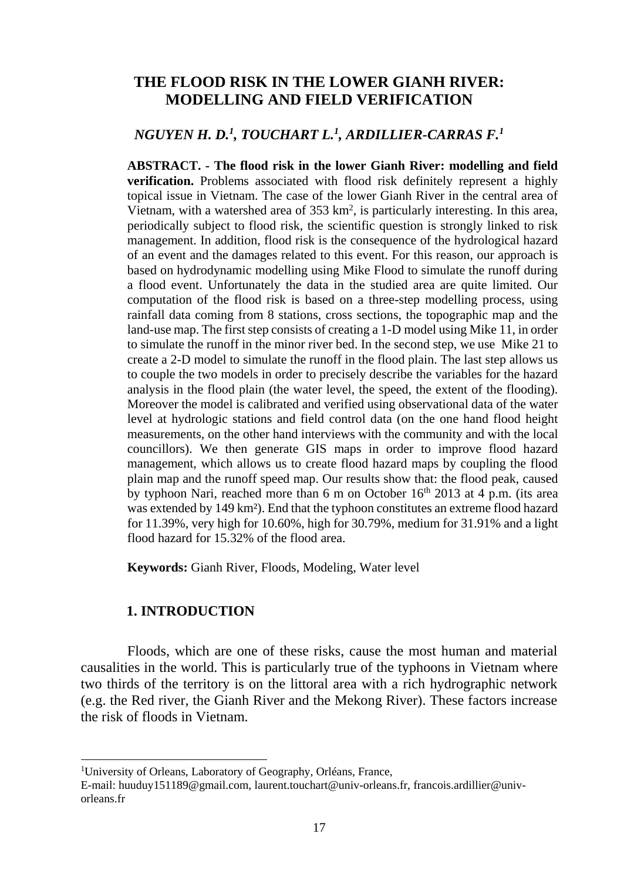# THE FLOOD RISK IN THE LOWER GIANH RIVER: MODELLING AND FIELD VERIFICATION

***NGUYEN H. D.[1], TOUCHART L.[1], ARDILLIER-CARRAS F.[1]***

**ABSTRACT. - The flood risk in the lower Gianh River: modelling and field verification.** Problems associated with flood risk definitely represent a highly topical issue in Vietnam. The case of the lower Gianh River in the central area of Vietnam, with a watershed area of 353 km$^2$, is particularly interesting. In this area, periodically subject to flood risk, the scientific question is strongly linked to risk management. In addition, flood risk is the consequence of the hydrological hazard of an event and the damages related to this event. For this reason, our approach is based on hydrodynamic modelling using Mike Flood to simulate the runoff during a flood event. Unfortunately the data in the studied area are quite limited. Our computation of the flood risk is based on a three-step modelling process, using rainfall data coming from 8 stations, cross sections, the topographic map and the land-use map. The first step consists of creating a 1-D model using Mike 11, in order to simulate the runoff in the minor river bed. In the second step, we use Mike 21 to create a 2-D model to simulate the runoff in the flood plain. The last step allows us to couple the two models in order to precisely describe the variables for the hazard analysis in the flood plain (the water level, the speed, the extent of the flooding). Moreover the model is calibrated and verified using observational data of the water level at hydrologic stations and field control data (on the one hand flood height measurements, on the other hand interviews with the community and with the local councillors). We then generate GIS maps in order to improve flood hazard management, which allows us to create flood hazard maps by coupling the flood plain map and the runoff speed map. Our results show that: the flood peak, caused by typhoon Nari, reached more than 6 m on October 16$^{th}$ 2013 at 4 p.m. (its area was extended by 149 km²). End that the typhoon constitutes an extreme flood hazard for 11.39%, very high for 10.60%, high for 30.79%, medium for 31.91% and a light flood hazard for 15.32% of the flood area.

**Keywords:** Gianh River, Floods, Modeling, Water level

## 1. INTRODUCTION

Floods, which are one of these risks, cause the most human and material causalities in the world. This is particularly true of the typhoons in Vietnam where two thirds of the territory is on the littoral area with a rich hydrographic network (e.g. the Red river, the Gianh River and the Mekong River). These factors increase the risk of floods in Vietnam.

---

[1]University of Orleans, Laboratory of Geography, Orléans, France,
E-mail: huuduy151189@gmail.com, laurent.touchart@univ-orleans.fr, francois.ardillier@univ-orleans.fr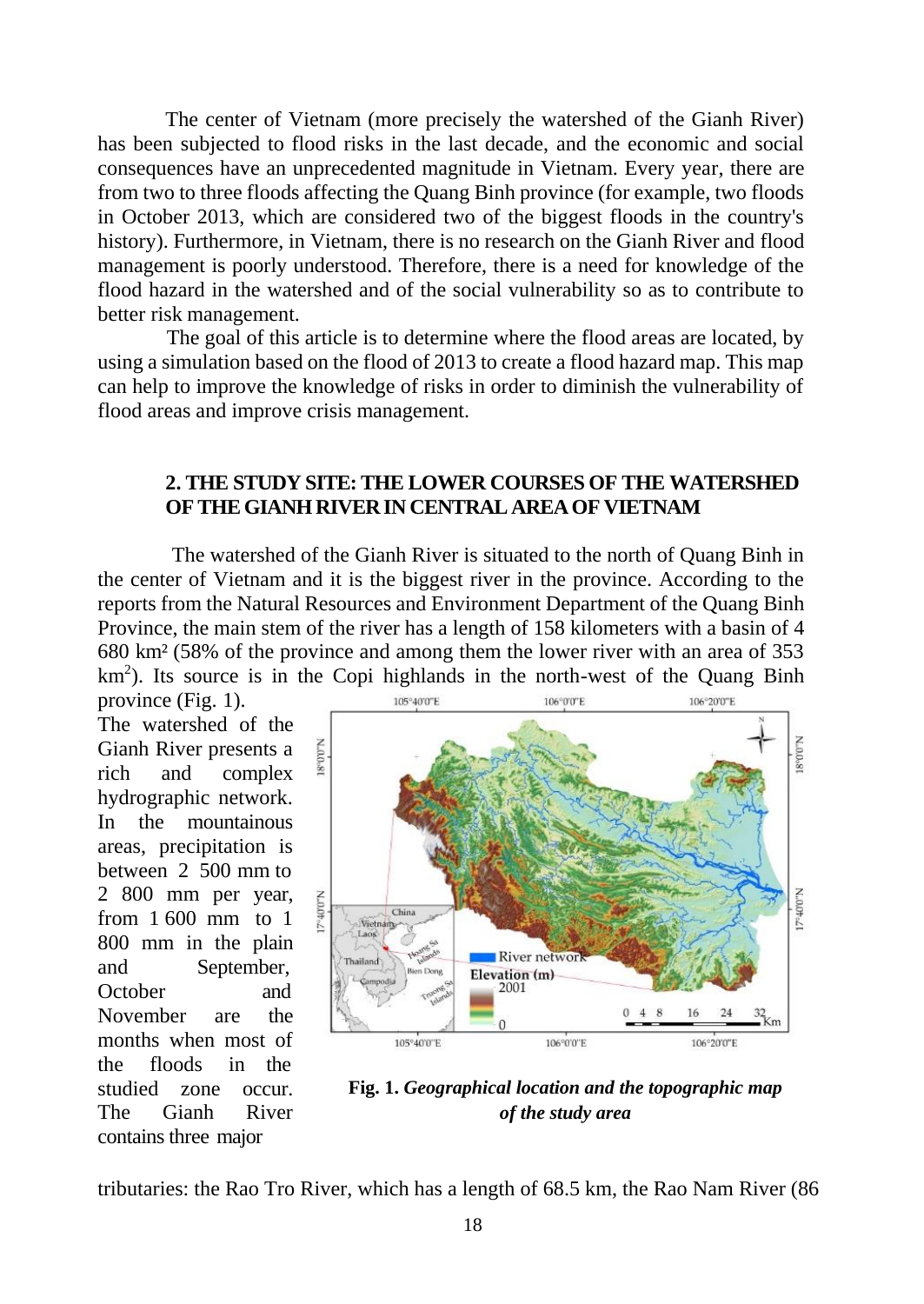The center of Vietnam (more precisely the watershed of the Gianh River) has been subjected to flood risks in the last decade, and the economic and social consequences have an unprecedented magnitude in Vietnam. Every year, there are from two to three floods affecting the Quang Binh province (for example, two floods in October 2013, which are considered two of the biggest floods in the country's history). Furthermore, in Vietnam, there is no research on the Gianh River and flood management is poorly understood. Therefore, there is a need for knowledge of the flood hazard in the watershed and of the social vulnerability so as to contribute to better risk management.

The goal of this article is to determine where the flood areas are located, by using a simulation based on the flood of 2013 to create a flood hazard map. This map can help to improve the knowledge of risks in order to diminish the vulnerability of flood areas and improve crisis management.

## 2. THE STUDY SITE: THE LOWER COURSES OF THE WATERSHED OF THE GIANH RIVER IN CENTRAL AREA OF VIETNAM

The watershed of the Gianh River is situated to the north of Quang Binh in the center of Vietnam and it is the biggest river in the province. According to the reports from the Natural Resources and Environment Department of the Quang Binh Province, the main stem of the river has a length of 158 kilometers with a basin of 4 680 km² (58% of the province and among them the lower river with an area of 353 km$^2$). Its source is in the Copi highlands in the north-west of the Quang Binh province (Fig. 1).

The watershed of the Gianh River presents a rich and complex hydrographic network. In the mountainous areas, precipitation is between 2 500 mm to 2 800 mm per year, from 1 600 mm to 1 800 mm in the plain and September, October and November are the months when most of the floods in the studied zone occur. The Gianh River contains three major tributaries: the Rao Tro River, which has a length of 68.5 km, the Rao Nam River (86

**Fig. 1.** *Geographical location and the topographic map of the study area*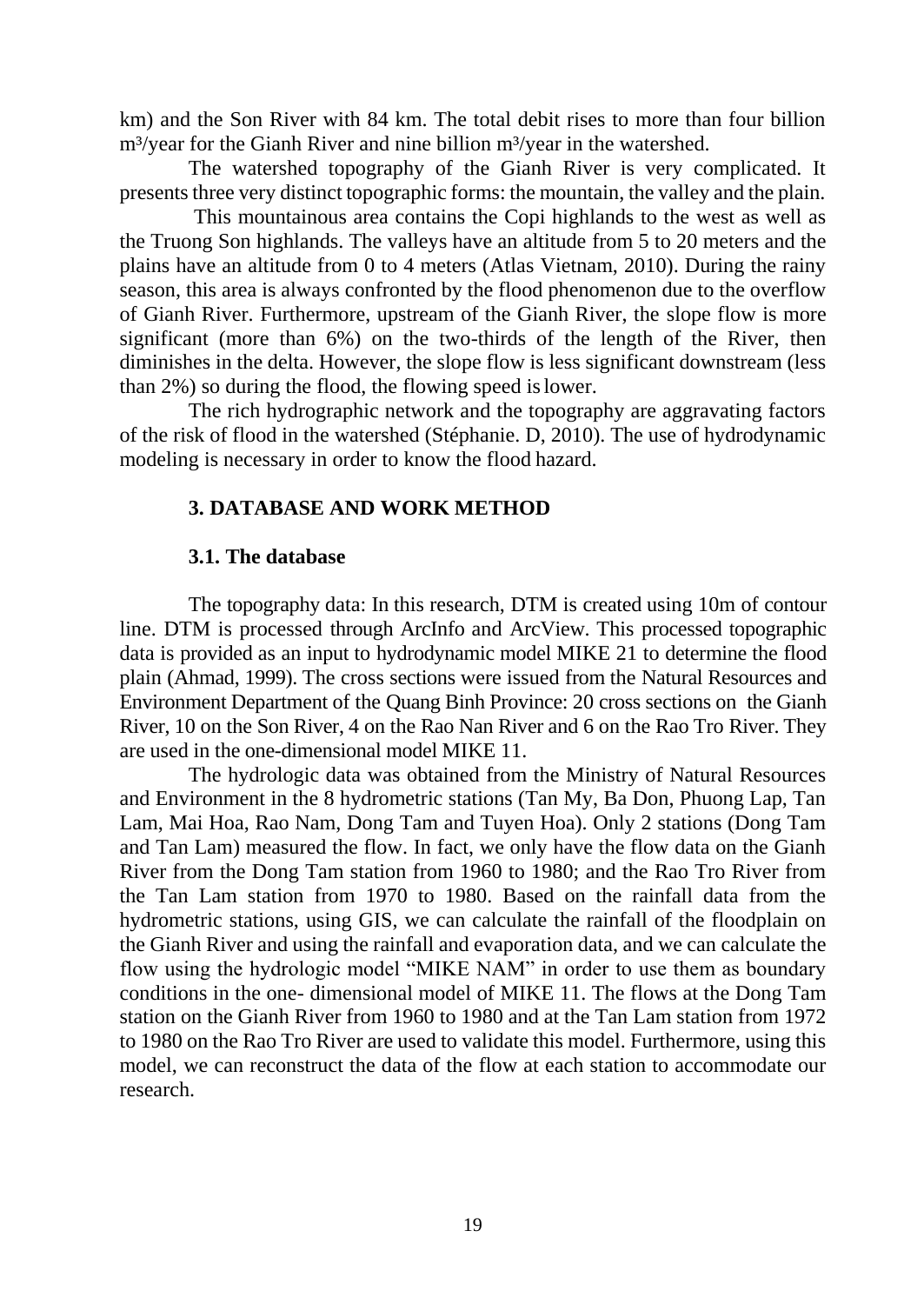km) and the Son River with 84 km. The total debit rises to more than four billion $m^3$/year for the Gianh River and nine billion $m^3$/year in the watershed.

The watershed topography of the Gianh River is very complicated. It presents three very distinct topographic forms: the mountain, the valley and the plain.

This mountainous area contains the Copi highlands to the west as well as the Truong Son highlands. The valleys have an altitude from 5 to 20 meters and the plains have an altitude from 0 to 4 meters (Atlas Vietnam, 2010). During the rainy season, this area is always confronted by the flood phenomenon due to the overflow of Gianh River. Furthermore, upstream of the Gianh River, the slope flow is more significant (more than 6%) on the two-thirds of the length of the River, then diminishes in the delta. However, the slope flow is less significant downstream (less than 2%) so during the flood, the flowing speed is lower.

The rich hydrographic network and the topography are aggravating factors of the risk of flood in the watershed (Stéphanie. D, 2010). The use of hydrodynamic modeling is necessary in order to know the flood hazard.

## 3. DATABASE AND WORK METHOD

### 3.1. The database

The topography data: In this research, DTM is created using 10m of contour line. DTM is processed through ArcInfo and ArcView. This processed topographic data is provided as an input to hydrodynamic model MIKE 21 to determine the flood plain (Ahmad, 1999). The cross sections were issued from the Natural Resources and Environment Department of the Quang Binh Province: 20 cross sections on the Gianh River, 10 on the Son River, 4 on the Rao Nan River and 6 on the Rao Tro River. They are used in the one-dimensional model MIKE 11.

The hydrologic data was obtained from the Ministry of Natural Resources and Environment in the 8 hydrometric stations (Tan My, Ba Don, Phuong Lap, Tan Lam, Mai Hoa, Rao Nam, Dong Tam and Tuyen Hoa). Only 2 stations (Dong Tam and Tan Lam) measured the flow. In fact, we only have the flow data on the Gianh River from the Dong Tam station from 1960 to 1980; and the Rao Tro River from the Tan Lam station from 1970 to 1980. Based on the rainfall data from the hydrometric stations, using GIS, we can calculate the rainfall of the floodplain on the Gianh River and using the rainfall and evaporation data, and we can calculate the flow using the hydrologic model "MIKE NAM" in order to use them as boundary conditions in the one- dimensional model of MIKE 11. The flows at the Dong Tam station on the Gianh River from 1960 to 1980 and at the Tan Lam station from 1972 to 1980 on the Rao Tro River are used to validate this model. Furthermore, using this model, we can reconstruct the data of the flow at each station to accommodate our research.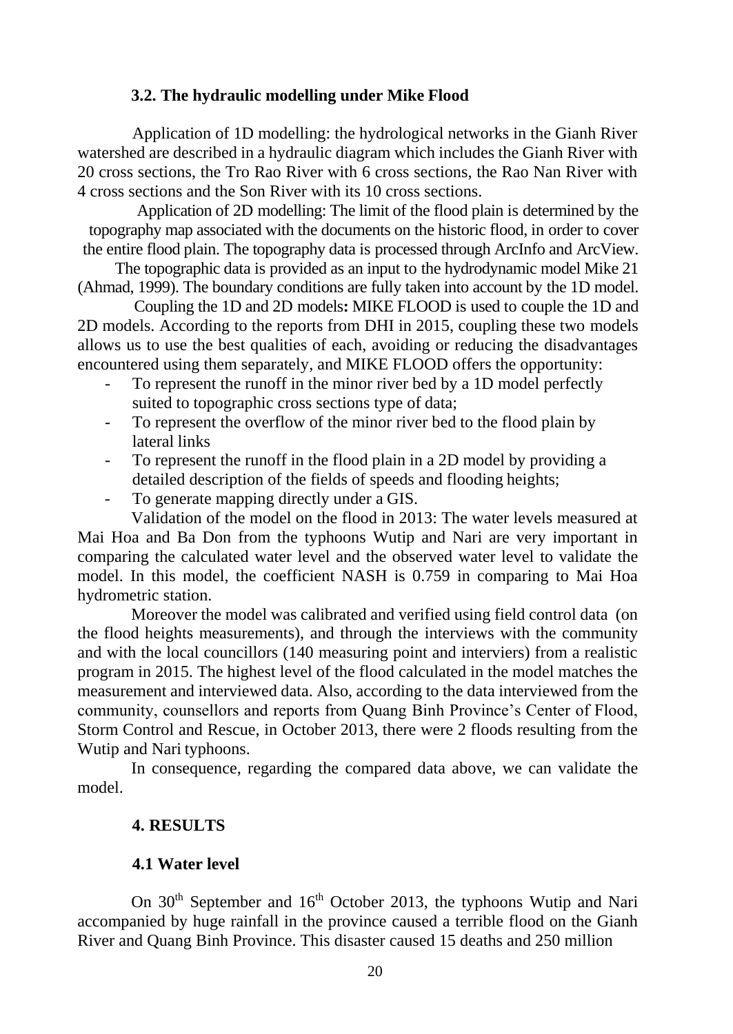### 3.2. The hydraulic modelling under Mike Flood

Application of 1D modelling: the hydrological networks in the Gianh River watershed are described in a hydraulic diagram which includes the Gianh River with 20 cross sections, the Tro Rao River with 6 cross sections, the Rao Nan River with 4 cross sections and the Son River with its 10 cross sections.

Application of 2D modelling: The limit of the flood plain is determined by the topography map associated with the documents on the historic flood, in order to cover the entire flood plain. The topography data is processed through ArcInfo and ArcView. The topographic data is provided as an input to the hydrodynamic model Mike 21 (Ahmad, 1999). The boundary conditions are fully taken into account by the 1D model.

Coupling the 1D and 2D models**:** MIKE FLOOD is used to couple the 1D and 2D models. According to the reports from DHI in 2015, coupling these two models allows us to use the best qualities of each, avoiding or reducing the disadvantages encountered using them separately, and MIKE FLOOD offers the opportunity:

- To represent the runoff in the minor river bed by a 1D model perfectly suited to topographic cross sections type of data;
- To represent the overflow of the minor river bed to the flood plain by lateral links
- To represent the runoff in the flood plain in a 2D model by providing a detailed description of the fields of speeds and flooding heights;
- To generate mapping directly under a GIS.

Validation of the model on the flood in 2013: The water levels measured at Mai Hoa and Ba Don from the typhoons Wutip and Nari are very important in comparing the calculated water level and the observed water level to validate the model. In this model, the coefficient NASH is 0.759 in comparing to Mai Hoa hydrometric station.

Moreover the model was calibrated and verified using field control data (on the flood heights measurements), and through the interviews with the community and with the local councillors (140 measuring point and interviers) from a realistic program in 2015. The highest level of the flood calculated in the model matches the measurement and interviewed data. Also, according to the data interviewed from the community, counsellors and reports from Quang Binh Province's Center of Flood, Storm Control and Rescue, in October 2013, there were 2 floods resulting from the Wutip and Nari typhoons.

In consequence, regarding the compared data above, we can validate the model.

## 4. RESULTS

### 4.1 Water level

On 30th September and 16th October 2013, the typhoons Wutip and Nari accompanied by huge rainfall in the province caused a terrible flood on the Gianh River and Quang Binh Province. This disaster caused 15 deaths and 250 million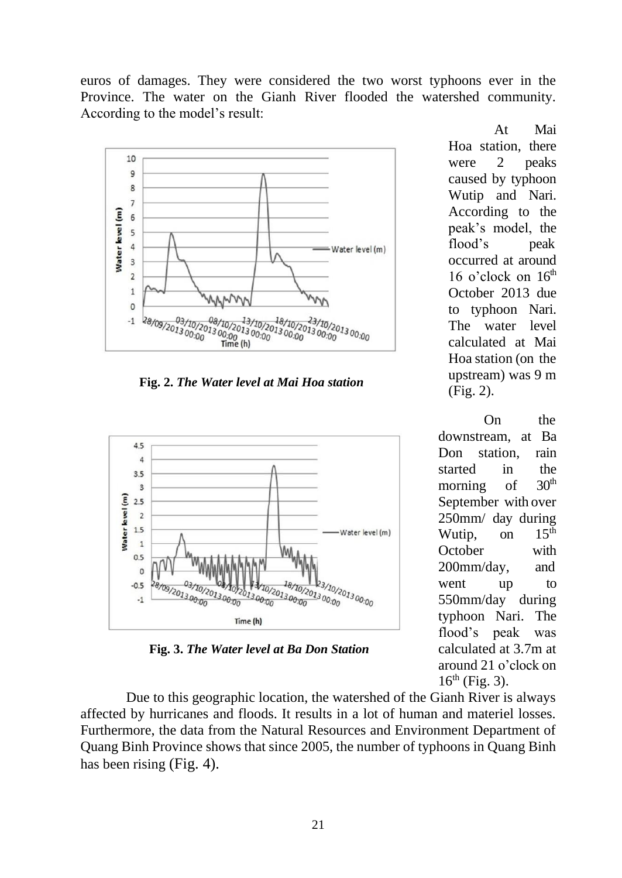euros of damages. They were considered the two worst typhoons ever in the Province. The water on the Gianh River flooded the watershed community. According to the model's result:

At Mai Hoa station, there were 2 peaks caused by typhoon Wutip and Nari. According to the peak's model, the flood's peak occurred at around 16 o'clock on 16th October 2013 due to typhoon Nari. The water level calculated at Mai Hoa station (on the upstream) was 9 m (Fig. 2).

**Fig. 2.** ***The Water level at Mai Hoa station***

On the downstream, at Ba Don station, rain started in the morning of 30th September with over 250mm/ day during Wutip, on 15th October with 200mm/day, and went up to 550mm/day during typhoon Nari. The flood's peak was calculated at 3.7m at around 21 o'clock on 16th (Fig. 3).

**Fig. 3.** ***The Water level at Ba Don Station***

Due to this geographic location, the watershed of the Gianh River is always affected by hurricanes and floods. It results in a lot of human and materiel losses. Furthermore, the data from the Natural Resources and Environment Department of Quang Binh Province shows that since 2005, the number of typhoons in Quang Binh has been rising (Fig. 4).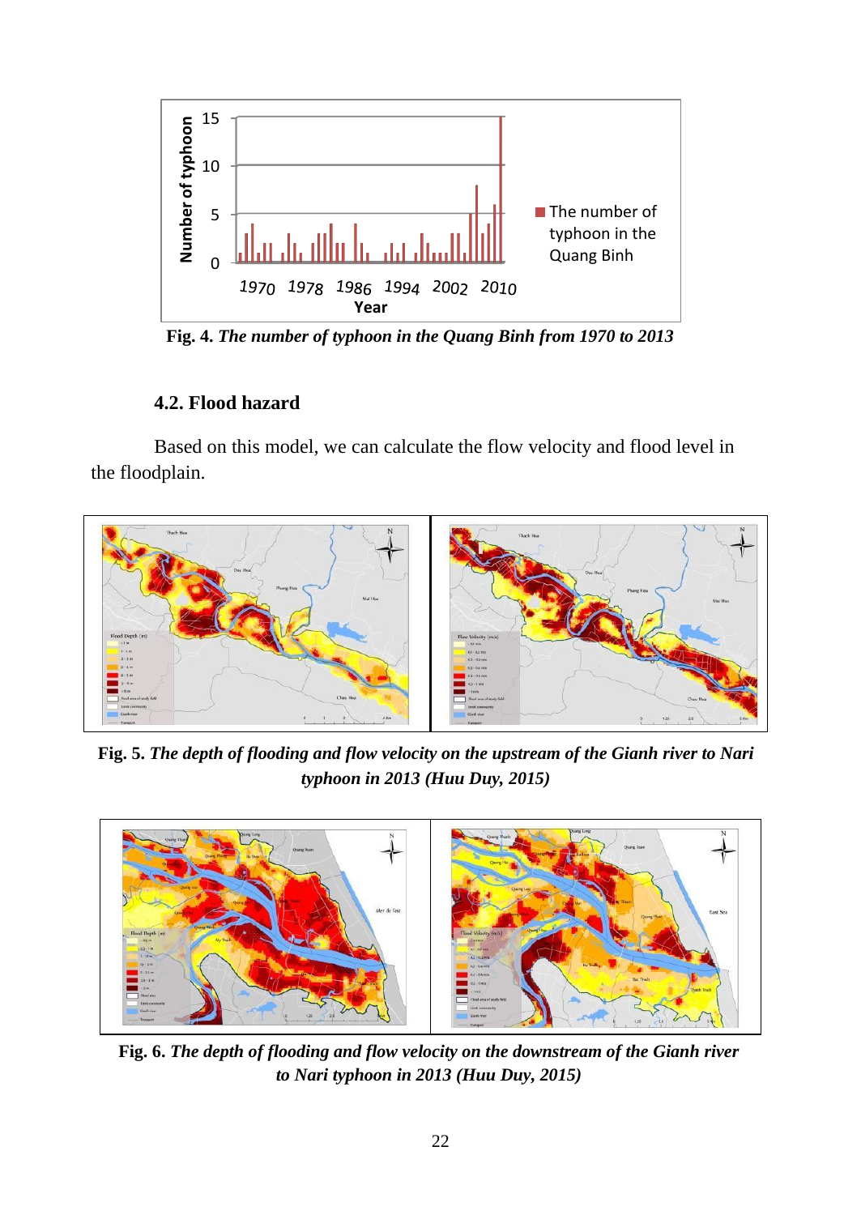**Fig. 4.** ***The number of typhoon in the Quang Binh from 1970 to 2013***

### 4.2. Flood hazard

Based on this model, we can calculate the flow velocity and flood level in the floodplain.

**Fig. 5.** ***The depth of flooding and flow velocity on the upstream of the Gianh river to Nari typhoon in 2013 (Huu Duy, 2015)***

**Fig. 6.** ***The depth of flooding and flow velocity on the downstream of the Gianh river to Nari typhoon in 2013 (Huu Duy, 2015)***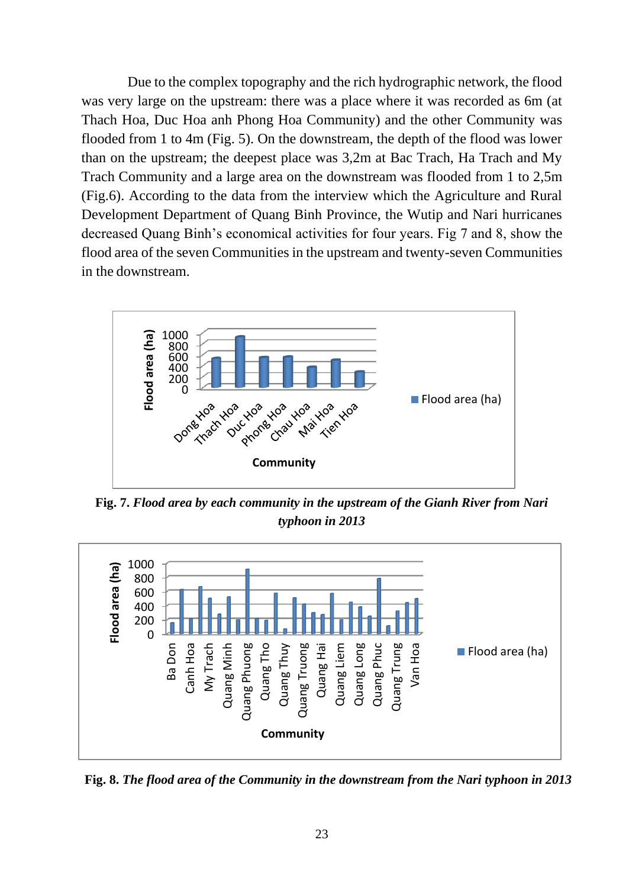Due to the complex topography and the rich hydrographic network, the flood was very large on the upstream: there was a place where it was recorded as 6m (at Thach Hoa, Duc Hoa anh Phong Hoa Community) and the other Community was flooded from 1 to 4m (Fig. 5). On the downstream, the depth of the flood was lower than on the upstream; the deepest place was 3,2m at Bac Trach, Ha Trach and My Trach Community and a large area on the downstream was flooded from 1 to 2,5m (Fig.6). According to the data from the interview which the Agriculture and Rural Development Department of Quang Binh Province, the Wutip and Nari hurricanes decreased Quang Binh's economical activities for four years. Fig 7 and 8, show the flood area of the seven Communities in the upstream and twenty-seven Communities in the downstream.

**Fig. 7.** ***Flood area by each community in the upstream of the Gianh River from Nari typhoon in 2013***

**Fig. 8.** ***The flood area of the Community in the downstream from the Nari typhoon in 2013***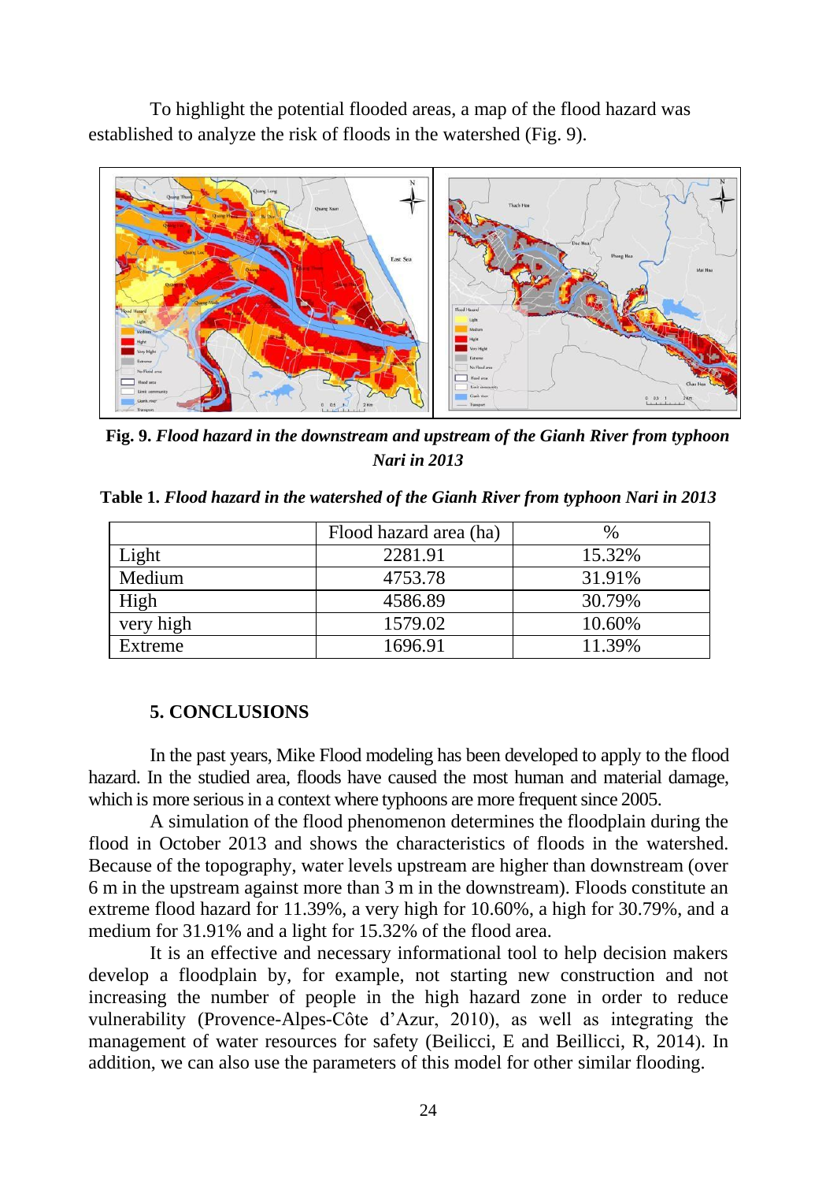To highlight the potential flooded areas, a map of the flood hazard was established to analyze the risk of floods in the watershed (Fig. 9).

**Fig. 9.** ***Flood hazard in the downstream and upstream of the Gianh River from typhoon Nari in 2013***

**Table 1.** ***Flood hazard in the watershed of the Gianh River from typhoon Nari in 2013***

| | Flood hazard area (ha) | % |
|---|---|---|
| Light | 2281.91 | 15.32% |
| Medium | 4753.78 | 31.91% |
| High | 4586.89 | 30.79% |
| very high | 1579.02 | 10.60% |
| Extreme | 1696.91 | 11.39% |

## 5. CONCLUSIONS

In the past years, Mike Flood modeling has been developed to apply to the flood hazard. In the studied area, floods have caused the most human and material damage, which is more serious in a context where typhoons are more frequent since 2005.

A simulation of the flood phenomenon determines the floodplain during the flood in October 2013 and shows the characteristics of floods in the watershed. Because of the topography, water levels upstream are higher than downstream (over 6 m in the upstream against more than 3 m in the downstream). Floods constitute an extreme flood hazard for 11.39%, a very high for 10.60%, a high for 30.79%, and a medium for 31.91% and a light for 15.32% of the flood area.

It is an effective and necessary informational tool to help decision makers develop a floodplain by, for example, not starting new construction and not increasing the number of people in the high hazard zone in order to reduce vulnerability (Provence-Alpes-Côte d'Azur, 2010), as well as integrating the management of water resources for safety (Beilicci, E and Beillicci, R, 2014). In addition, we can also use the parameters of this model for other similar flooding.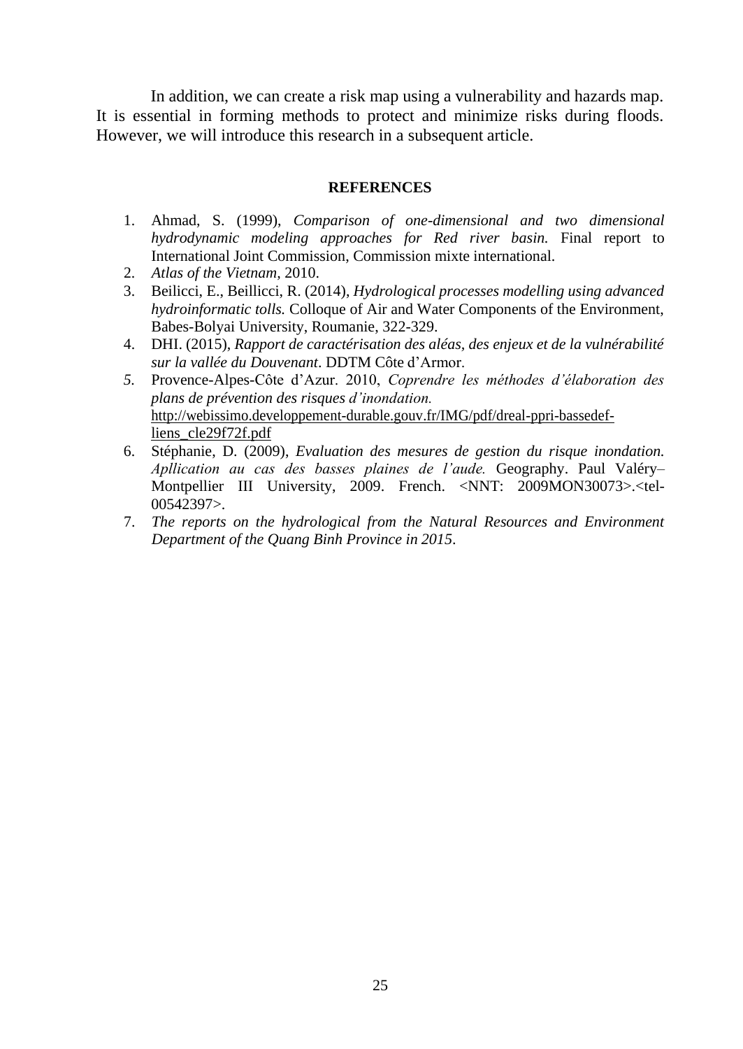In addition, we can create a risk map using a vulnerability and hazards map. It is essential in forming methods to protect and minimize risks during floods. However, we will introduce this research in a subsequent article.

## REFERENCES

1. Ahmad, S. (1999), *Comparison of one-dimensional and two dimensional hydrodynamic modeling approaches for Red river basin.* Final report to International Joint Commission, Commission mixte international.
2. *Atlas of the Vietnam*, 2010.
3. Beilicci, E., Beillicci, R. (2014), *Hydrological processes modelling using advanced hydroinformatic tolls.* Colloque of Air and Water Components of the Environment, Babes-Bolyai University, Roumanie, 322-329.
4. DHI. (2015), *Rapport de caractérisation des aléas, des enjeux et de la vulnérabilité sur la vallée du Douvenant*. DDTM Côte d'Armor.
5. Provence-Alpes-Côte d'Azur. 2010, *Coprendre les méthodes d'élaboration des plans de prévention des risques d'inondation.* http://webissimo.developpement-durable.gouv.fr/IMG/pdf/dreal-ppri-bassedef-liens_cle29f72f.pdf
6. Stéphanie, D. (2009), *Evaluation des mesures de gestion du risque inondation. Apllication au cas des basses plaines de l'aude.* Geography. Paul Valéry– Montpellier III University, 2009. French. <NNT: 2009MON30073>.<tel-00542397>.
7. *The reports on the hydrological from the Natural Resources and Environment Department of the Quang Binh Province in 2015*.